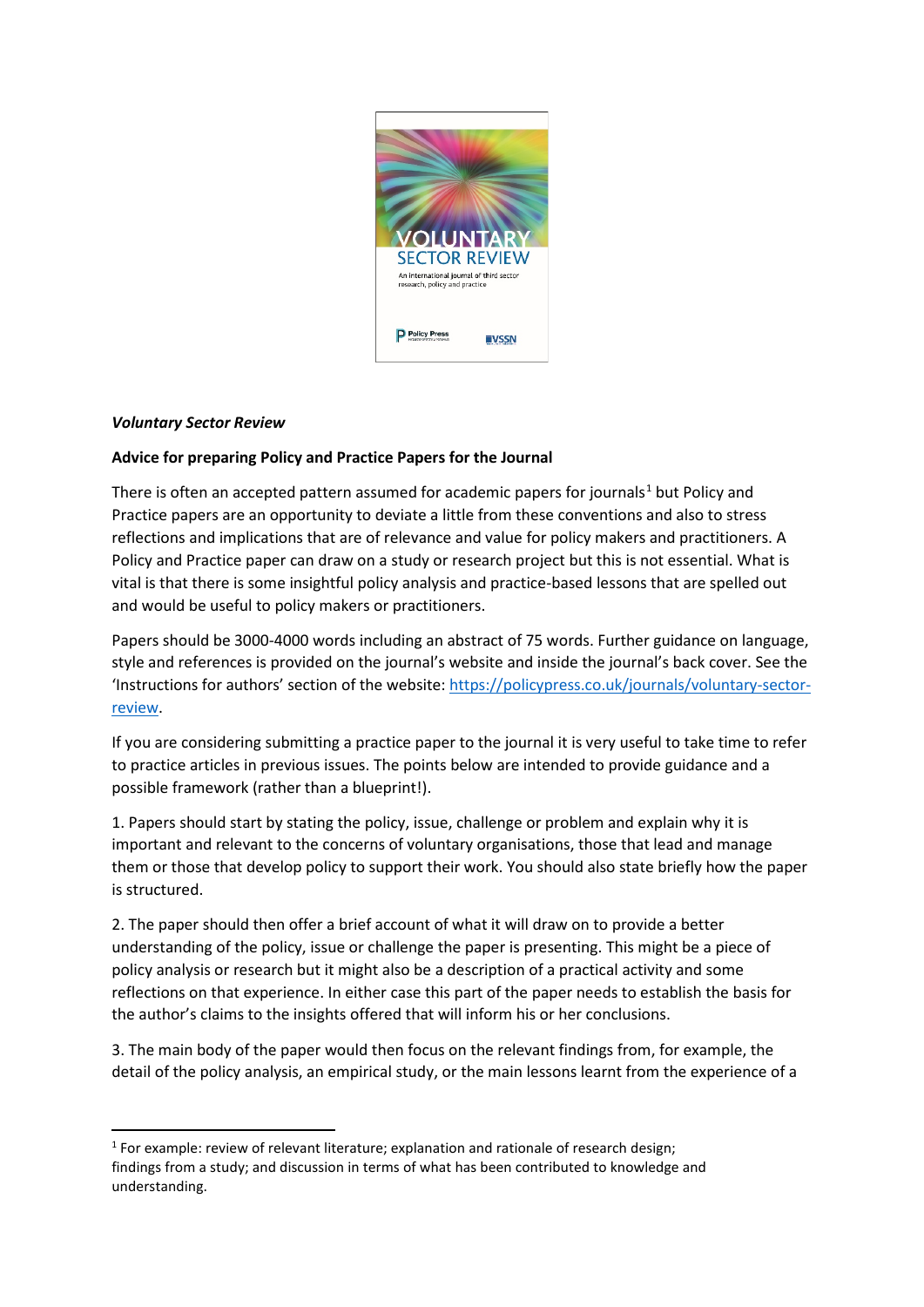***Voluntary Sector Review***

**Advice for preparing Policy and Practice Papers for the Journal**

There is often an accepted pattern assumed for academic papers for journals[1] but Policy and Practice papers are an opportunity to deviate a little from these conventions and also to stress reflections and implications that are of relevance and value for policy makers and practitioners. A Policy and Practice paper can draw on a study or research project but this is not essential. What is vital is that there is some insightful policy analysis and practice-based lessons that are spelled out and would be useful to policy makers or practitioners.

Papers should be 3000-4000 words including an abstract of 75 words. Further guidance on language, style and references is provided on the journal's website and inside the journal's back cover. See the 'Instructions for authors' section of the website: https://policypress.co.uk/journals/voluntary-sector-review.

If you are considering submitting a practice paper to the journal it is very useful to take time to refer to practice articles in previous issues. The points below are intended to provide guidance and a possible framework (rather than a blueprint!).

1. Papers should start by stating the policy, issue, challenge or problem and explain why it is important and relevant to the concerns of voluntary organisations, those that lead and manage them or those that develop policy to support their work. You should also state briefly how the paper is structured.

2. The paper should then offer a brief account of what it will draw on to provide a better understanding of the policy, issue or challenge the paper is presenting. This might be a piece of policy analysis or research but it might also be a description of a practical activity and some reflections on that experience. In either case this part of the paper needs to establish the basis for the author's claims to the insights offered that will inform his or her conclusions.

3. The main body of the paper would then focus on the relevant findings from, for example, the detail of the policy analysis, an empirical study, or the main lessons learnt from the experience of a

---

[1] For example: review of relevant literature; explanation and rationale of research design; findings from a study; and discussion in terms of what has been contributed to knowledge and understanding.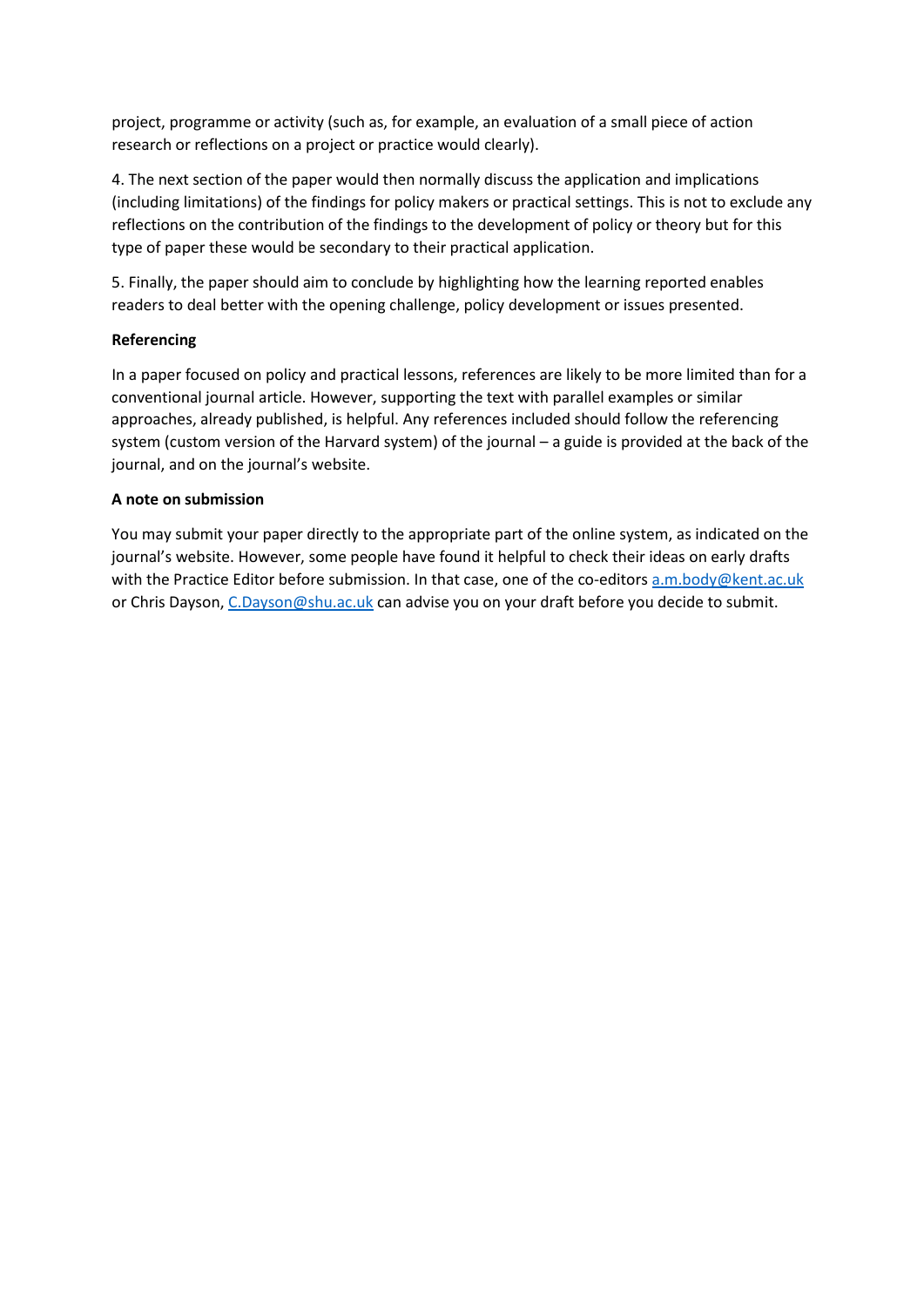project, programme or activity (such as, for example, an evaluation of a small piece of action research or reflections on a project or practice would clearly).

4. The next section of the paper would then normally discuss the application and implications (including limitations) of the findings for policy makers or practical settings. This is not to exclude any reflections on the contribution of the findings to the development of policy or theory but for this type of paper these would be secondary to their practical application.

5. Finally, the paper should aim to conclude by highlighting how the learning reported enables readers to deal better with the opening challenge, policy development or issues presented.

**Referencing**

In a paper focused on policy and practical lessons, references are likely to be more limited than for a conventional journal article. However, supporting the text with parallel examples or similar approaches, already published, is helpful. Any references included should follow the referencing system (custom version of the Harvard system) of the journal – a guide is provided at the back of the journal, and on the journal's website.

**A note on submission**

You may submit your paper directly to the appropriate part of the online system, as indicated on the journal's website. However, some people have found it helpful to check their ideas on early drafts with the Practice Editor before submission. In that case, one of the co-editors a.m.body@kent.ac.uk or Chris Dayson, C.Dayson@shu.ac.uk can advise you on your draft before you decide to submit.